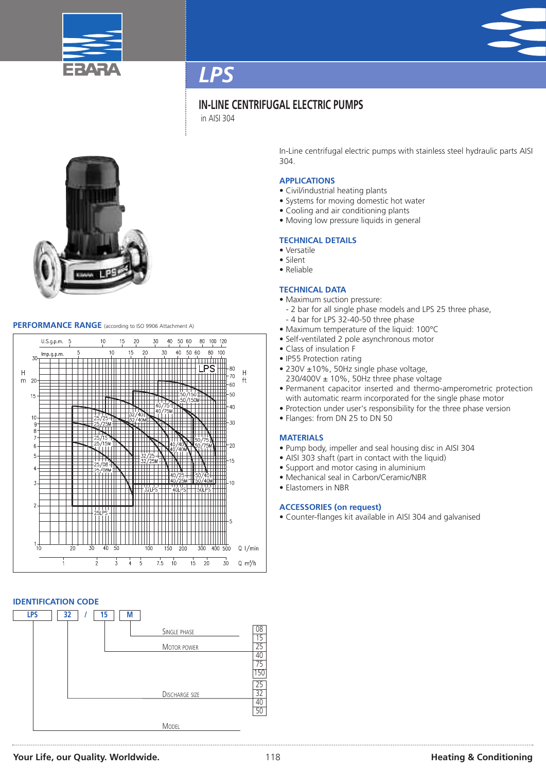# LPS

## IN-LINE CENTRIFUGAL ELECTRIC PUMPS

in AISI 304

In-Line centrifugal electric pumps with stainless steel hydraulic parts AISI 304.

### APPLICATIONS

- Civil/industrial heating plants
- Systems for moving domestic hot water
- Cooling and air conditioning plants
- Moving low pressure liquids in general

### TECHNICAL DETAILS

- Versatile
- Silent
- Reliable

### TECHNICAL DATA

- Maximum suction pressure:
  - 2 bar for all single phase models and LPS 25 three phase,
  - 4 bar for LPS 32-40-50 three phase
- Maximum temperature of the liquid: 100°C
- Self-ventilated 2 pole asynchronous motor
- Class of insulation F
- IP55 Protection rating
- 230V ±10%, 50Hz single phase voltage, 230/400V ± 10%, 50Hz three phase voltage
- Permanent capacitor inserted and thermo-amperometric protection with automatic rearm incorporated for the single phase motor
- Protection under user's responsibility for the three phase version
- Flanges: from DN 25 to DN 50

### MATERIALS

- Pump body, impeller and seal housing disc in AISI 304
- AISI 303 shaft (part in contact with the liquid)
- Support and motor casing in aluminium
- Mechanical seal in Carbon/Ceramic/NBR
- Elastomers in NBR

### ACCESSORIES (on request)

- Counter-flanges kit available in AISI 304 and galvanised

### PERFORMANCE RANGE (according to ISO 9906 Attachment A)

### IDENTIFICATION CODE

LPS 32 / 15 M

- M: Single phase
- 15: Motor power (08, 15, 25, 40, 75, 150)
- 32: Discharge size (25, 32, 40, 50)
- LPS: Model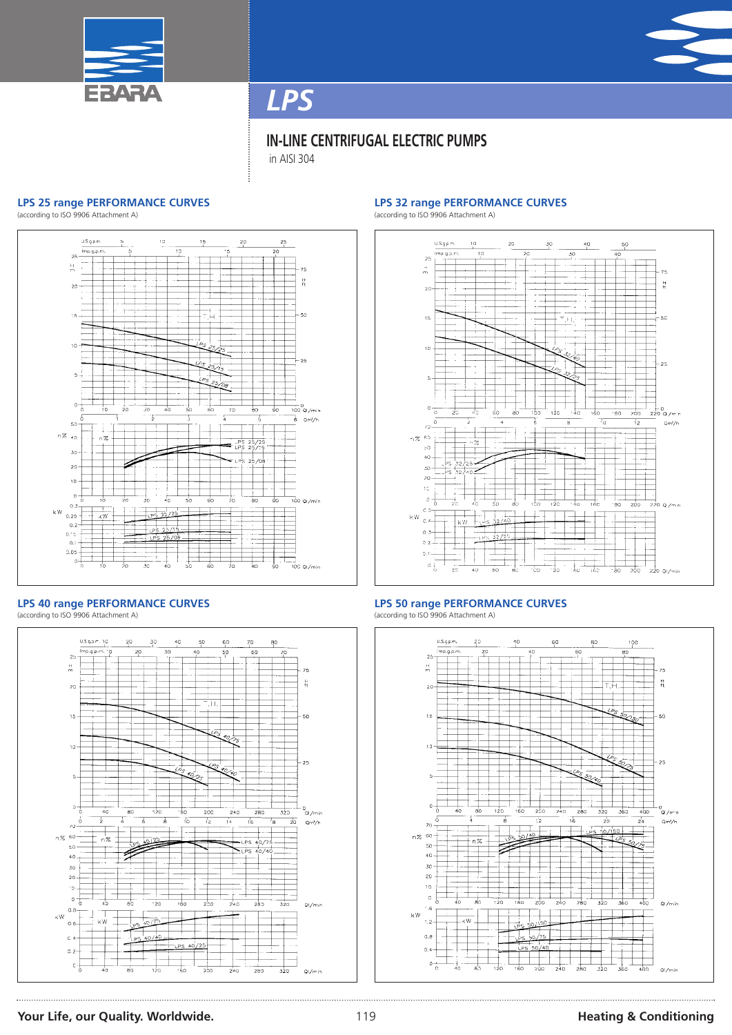# LPS

## IN-LINE CENTRIFUGAL ELECTRIC PUMPS

in AISI 304

### LPS 25 range PERFORMANCE CURVES

(according to ISO 9906 Attachment A)

### LPS 32 range PERFORMANCE CURVES

(according to ISO 9906 Attachment A)

### LPS 40 range PERFORMANCE CURVES

(according to ISO 9906 Attachment A)

### LPS 50 range PERFORMANCE CURVES

(according to ISO 9906 Attachment A)

**Your Life, our Quality. Worldwide.** **Heating & Conditioning**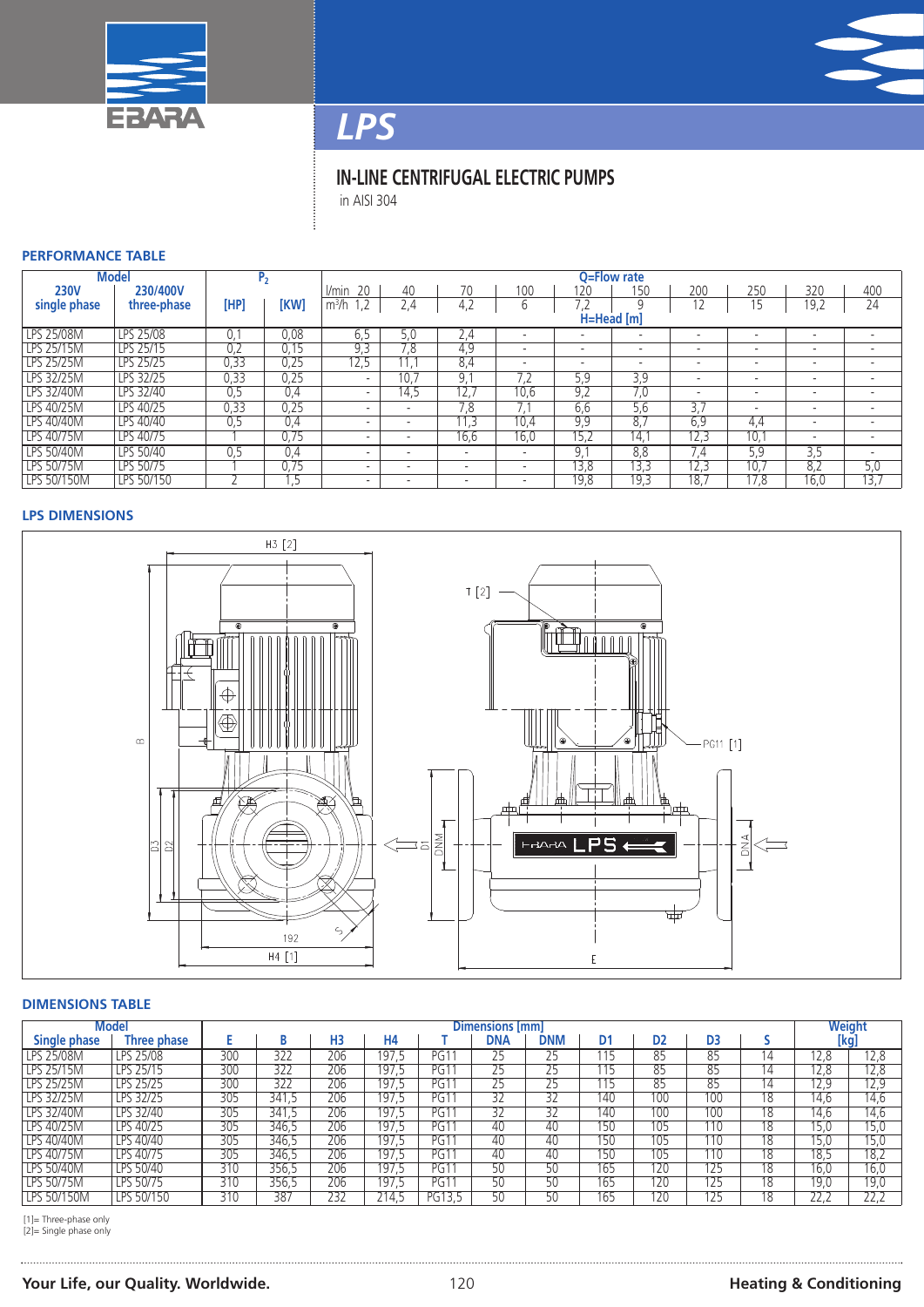# LPS

## IN-LINE CENTRIFUGAL ELECTRIC PUMPS

in AISI 304

### PERFORMANCE TABLE

| Model | | $P_2$ | | Q=Flow rate | | | | | | | | | |
|---|---|---|---|---|---|---|---|---|---|---|---|---|---|
| 230V single phase | 230/400V three-phase | [HP] | [KW] | l/min 20 / m³/h 1,2 | 40 / 2,4 | 70 / 4,2 | 100 / 6 | 120 / 7,2 | 150 / 9 | 200 / 12 | 250 / 15 | 320 / 19,2 | 400 / 24 |
| | | | | H=Head [m] | | | | | | | | | |
| LPS 25/08M | LPS 25/08 | 0,1 | 0,08 | 6,5 | 5,0 | 2,4 | - | - | - | - | - | - | - |
| LPS 25/15M | LPS 25/15 | 0,2 | 0,15 | 9,3 | 7,8 | 4,9 | - | - | - | - | - | - | - |
| LPS 25/25M | LPS 25/25 | 0,33 | 0,25 | 12,5 | 11,1 | 8,4 | - | - | - | - | - | - | - |
| LPS 32/25M | LPS 32/25 | 0,33 | 0,25 | - | 10,7 | 9,1 | 7,2 | 5,9 | 3,9 | - | - | - | - |
| LPS 32/40M | LPS 32/40 | 0,5 | 0,4 | - | 14,5 | 12,7 | 10,6 | 9,2 | 7,0 | - | - | - | - |
| LPS 40/25M | LPS 40/25 | 0,33 | 0,25 | - | - | 7,8 | 7,1 | 6,6 | 5,6 | 3,7 | - | - | - |
| LPS 40/40M | LPS 40/40 | 0,5 | 0,4 | - | - | 11,3 | 10,4 | 9,9 | 8,7 | 6,9 | 4,4 | - | - |
| LPS 40/75M | LPS 40/75 | 1 | 0,75 | - | - | 16,6 | 16,0 | 15,2 | 14,1 | 12,3 | 10,1 | - | - |
| LPS 50/40M | LPS 50/40 | 0,5 | 0,4 | - | - | - | - | 9,1 | 8,8 | 7,4 | 5,9 | 3,5 | - |
| LPS 50/75M | LPS 50/75 | 1 | 0,75 | - | - | - | - | 13,8 | 13,3 | 12,3 | 10,7 | 8,2 | 5,0 |
| LPS 50/150M | LPS 50/150 | 2 | 1,5 | - | - | - | - | 19,8 | 19,3 | 18,7 | 17,8 | 16,0 | 13,7 |

### LPS DIMENSIONS

H3 [2] T [2] PG11 [1] B D3 D2 D1 DNM DNA 192 S H4 [1] E

### DIMENSIONS TABLE

| Model | | Dimensions [mm] | | | | | | | | | | | Weight [kg] | |
|---|---|---|---|---|---|---|---|---|---|---|---|---|---|---|
| Single phase | Three phase | E | B | H3 | H4 | T | DNA | DNM | D1 | D2 | D3 | S | | |
| LPS 25/08M | LPS 25/08 | 300 | 322 | 206 | 197,5 | PG11 | 25 | 25 | 115 | 85 | 85 | 14 | 12,8 | 12,8 |
| LPS 25/15M | LPS 25/15 | 300 | 322 | 206 | 197,5 | PG11 | 25 | 25 | 115 | 85 | 85 | 14 | 12,8 | 12,8 |
| LPS 25/25M | LPS 25/25 | 300 | 322 | 206 | 197,5 | PG11 | 25 | 25 | 115 | 85 | 85 | 14 | 12,9 | 12,9 |
| LPS 32/25M | LPS 32/25 | 305 | 341,5 | 206 | 197,5 | PG11 | 32 | 32 | 140 | 100 | 100 | 18 | 14,6 | 14,6 |
| LPS 32/40M | LPS 32/40 | 305 | 341,5 | 206 | 197,5 | PG11 | 32 | 32 | 140 | 100 | 100 | 18 | 14,6 | 14,6 |
| LPS 40/25M | LPS 40/25 | 305 | 346,5 | 206 | 197,5 | PG11 | 40 | 40 | 150 | 105 | 110 | 18 | 15,0 | 15,0 |
| LPS 40/40M | LPS 40/40 | 305 | 346,5 | 206 | 197,5 | PG11 | 40 | 40 | 150 | 105 | 110 | 18 | 15,0 | 15,0 |
| LPS 40/75M | LPS 40/75 | 305 | 346,5 | 206 | 197,5 | PG11 | 40 | 40 | 150 | 105 | 110 | 18 | 18,5 | 18,2 |
| LPS 50/40M | LPS 50/40 | 310 | 356,5 | 206 | 197,5 | PG11 | 50 | 50 | 165 | 120 | 125 | 18 | 16,0 | 16,0 |
| LPS 50/75M | LPS 50/75 | 310 | 356,5 | 206 | 197,5 | PG11 | 50 | 50 | 165 | 120 | 125 | 18 | 19,0 | 19,0 |
| LPS 50/150M | LPS 50/150 | 310 | 387 | 232 | 214,5 | PG13,5 | 50 | 50 | 165 | 120 | 125 | 18 | 22,2 | 22,2 |

[1]= Three-phase only
[2]= Single phase only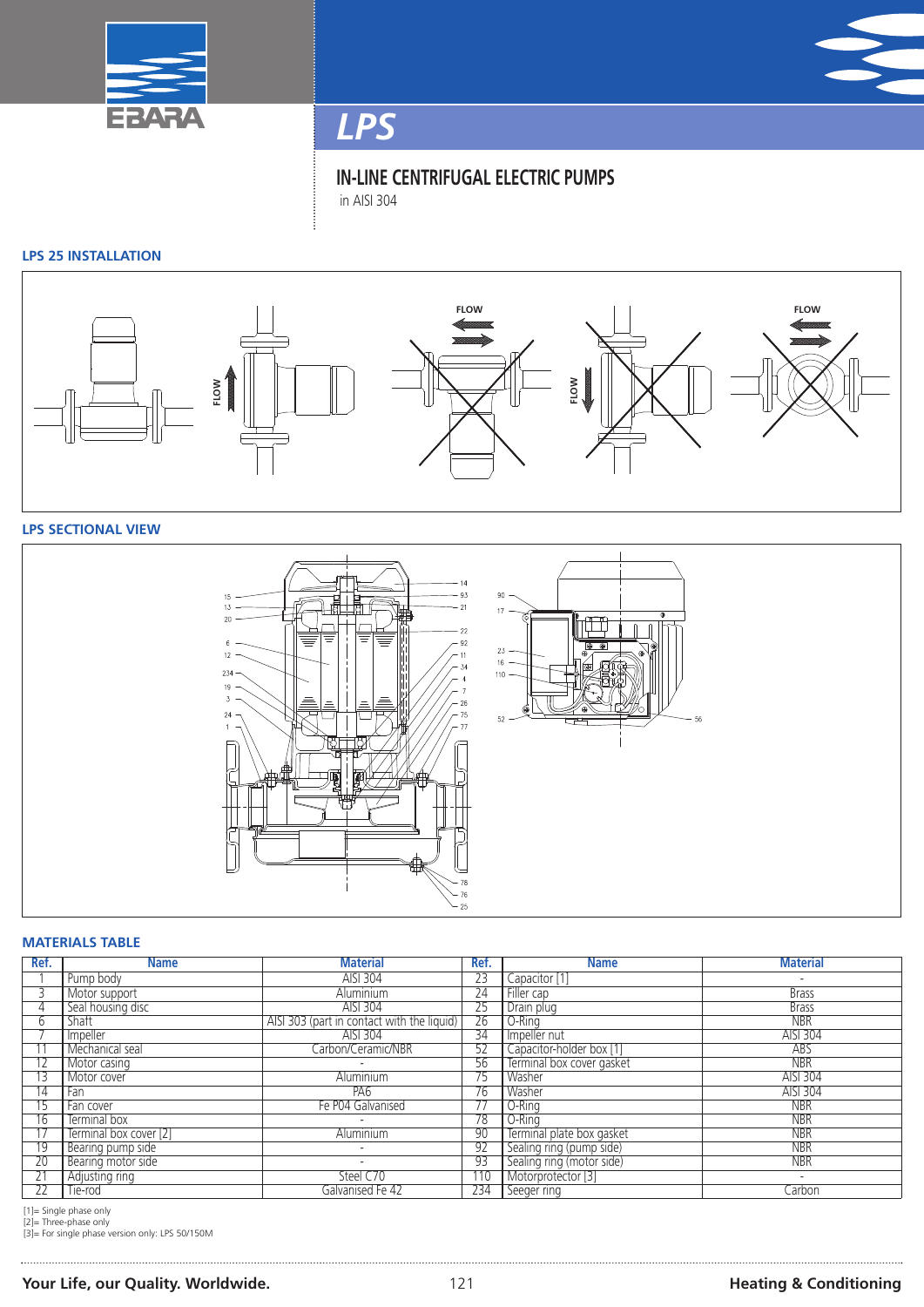# LPS

## IN-LINE CENTRIFUGAL ELECTRIC PUMPS

in AISI 304

### LPS 25 INSTALLATION

FLOW FLOW FLOW FLOW

### LPS SECTIONAL VIEW

### MATERIALS TABLE

| Ref. | Name | Material | Ref. | Name | Material |
|---|---|---|---|---|---|
| 1 | Pump body | AISI 304 | 23 | Capacitor [1] | - |
| 3 | Motor support | Aluminium | 24 | Filler cap | Brass |
| 4 | Seal housing disc | AISI 304 | 25 | Drain plug | Brass |
| 6 | Shaft | AISI 303 (part in contact with the liquid) | 26 | O-Ring | NBR |
| 7 | Impeller | AISI 304 | 34 | Impeller nut | AISI 304 |
| 11 | Mechanical seal | Carbon/Ceramic/NBR | 52 | Capacitor-holder box [1] | ABS |
| 12 | Motor casing | - | 56 | Terminal box cover gasket | NBR |
| 13 | Motor cover | Aluminium | 75 | Washer | AISI 304 |
| 14 | Fan | PA6 | 76 | Washer | AISI 304 |
| 15 | Fan cover | Fe P04 Galvanised | 77 | O-Ring | NBR |
| 16 | Terminal box | - | 78 | O-Ring | NBR |
| 17 | Terminal box cover [2] | Aluminium | 90 | Terminal plate box gasket | NBR |
| 19 | Bearing pump side | - | 92 | Sealing ring (pump side) | NBR |
| 20 | Bearing motor side | - | 93 | Sealing ring (motor side) | NBR |
| 21 | Adjusting ring | Steel C70 | 110 | Motorprotector [3] | - |
| 22 | Tie-rod | Galvanised Fe 42 | 234 | Seeger ring | Carbon |

[1]= Single phase only
[2]= Three-phase only
[3]= For single phase version only: LPS 50/150M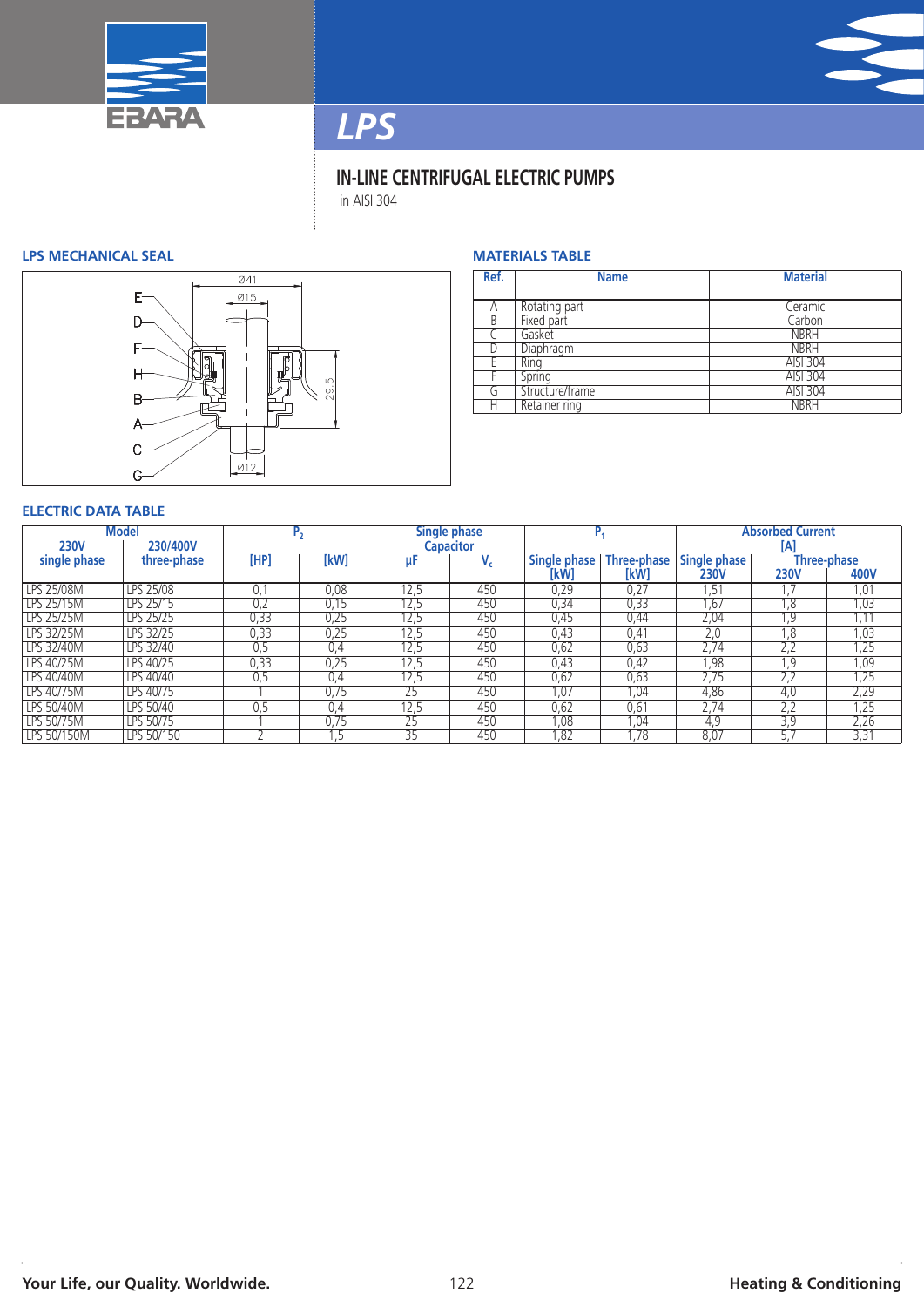# LPS

## IN-LINE CENTRIFUGAL ELECTRIC PUMPS

in AISI 304

### LPS MECHANICAL SEAL

E
D
F
H
B
A
C
G
Ø41
Ø15
29.5
Ø12

### MATERIALS TABLE

| Ref. | Name | Material |
|---|---|---|
| A | Rotating part | Ceramic |
| B | Fixed part | Carbon |
| C | Gasket | NBRH |
| D | Diaphragm | NBRH |
| E | Ring | AISI 304 |
| F | Spring | AISI 304 |
| G | Structure/frame | AISI 304 |
| H | Retainer ring | NBRH |

### ELECTRIC DATA TABLE

| Model | | $P_2$ | | Single phase Capacitor | | $P_1$ | | Absorbed Current [A] | | |
|---|---|---|---|---|---|---|---|---|---|---|
| 230V single phase | 230/400V three-phase | [HP] | [kW] | μF | $V_c$ | Single phase [kW] | Three-phase [kW] | Single phase 230V | Three-phase 230V | Three-phase 400V |
| LPS 25/08M | LPS 25/08 | 0,1 | 0,08 | 12,5 | 450 | 0,29 | 0,27 | 1,51 | 1,7 | 1,01 |
| LPS 25/15M | LPS 25/15 | 0,2 | 0,15 | 12,5 | 450 | 0,34 | 0,33 | 1,67 | 1,8 | 1,03 |
| LPS 25/25M | LPS 25/25 | 0,33 | 0,25 | 12,5 | 450 | 0,45 | 0,44 | 2,04 | 1,9 | 1,11 |
| LPS 32/25M | LPS 32/25 | 0,33 | 0,25 | 12,5 | 450 | 0,43 | 0,41 | 2,0 | 1,8 | 1,03 |
| LPS 32/40M | LPS 32/40 | 0,5 | 0,4 | 12,5 | 450 | 0,62 | 0,63 | 2,74 | 2,2 | 1,25 |
| LPS 40/25M | LPS 40/25 | 0,33 | 0,25 | 12,5 | 450 | 0,43 | 0,42 | 1,98 | 1,9 | 1,09 |
| LPS 40/40M | LPS 40/40 | 0,5 | 0,4 | 12,5 | 450 | 0,62 | 0,63 | 2,75 | 2,2 | 1,25 |
| LPS 40/75M | LPS 40/75 | 1 | 0,75 | 25 | 450 | 1,07 | 1,04 | 4,86 | 4,0 | 2,29 |
| LPS 50/40M | LPS 50/40 | 0,5 | 0,4 | 12,5 | 450 | 0,62 | 0,61 | 2,74 | 2,2 | 1,25 |
| LPS 50/75M | LPS 50/75 | 1 | 0,75 | 25 | 450 | 1,08 | 1,04 | 4,9 | 3,9 | 2,26 |
| LPS 50/150M | LPS 50/150 | 2 | 1,5 | 35 | 450 | 1,82 | 1,78 | 8,07 | 5,7 | 3,31 |